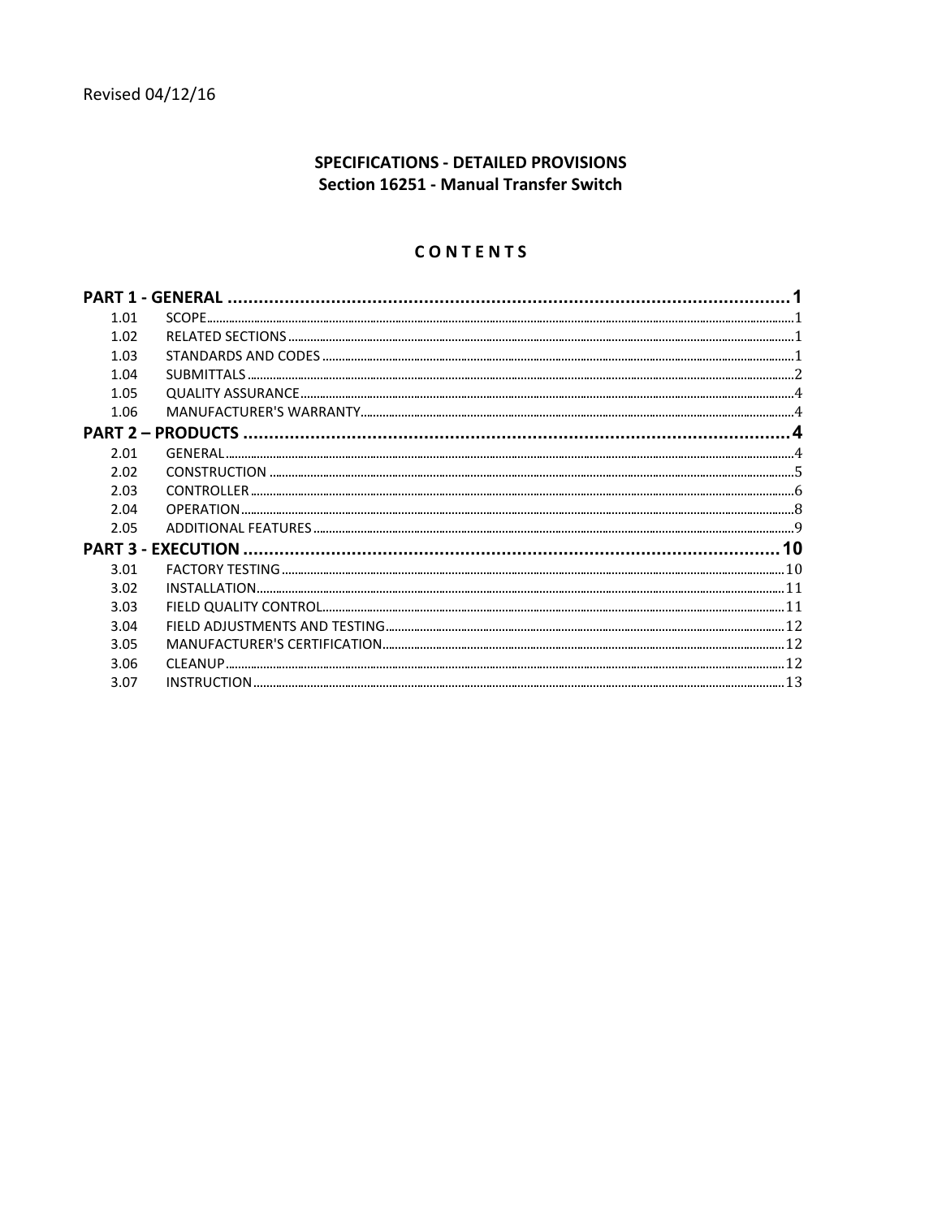Revised 04/12/16

# SPECIFICATIONS - DETAILED PROVISIONS
# Section 16251 - Manual Transfer Switch

## C O N T E N T S

| | | |
|---|---|---|
| **PART 1 - GENERAL** | | **1** |
| 1.01 | SCOPE | 1 |
| 1.02 | RELATED SECTIONS | 1 |
| 1.03 | STANDARDS AND CODES | 1 |
| 1.04 | SUBMITTALS | 2 |
| 1.05 | QUALITY ASSURANCE | 4 |
| 1.06 | MANUFACTURER'S WARRANTY | 4 |
| **PART 2 – PRODUCTS** | | **4** |
| 2.01 | GENERAL | 4 |
| 2.02 | CONSTRUCTION | 5 |
| 2.03 | CONTROLLER | 6 |
| 2.04 | OPERATION | 8 |
| 2.05 | ADDITIONAL FEATURES | 9 |
| **PART 3 - EXECUTION** | | **10** |
| 3.01 | FACTORY TESTING | 10 |
| 3.02 | INSTALLATION | 11 |
| 3.03 | FIELD QUALITY CONTROL | 11 |
| 3.04 | FIELD ADJUSTMENTS AND TESTING | 12 |
| 3.05 | MANUFACTURER'S CERTIFICATION | 12 |
| 3.06 | CLEANUP | 12 |
| 3.07 | INSTRUCTION | 13 |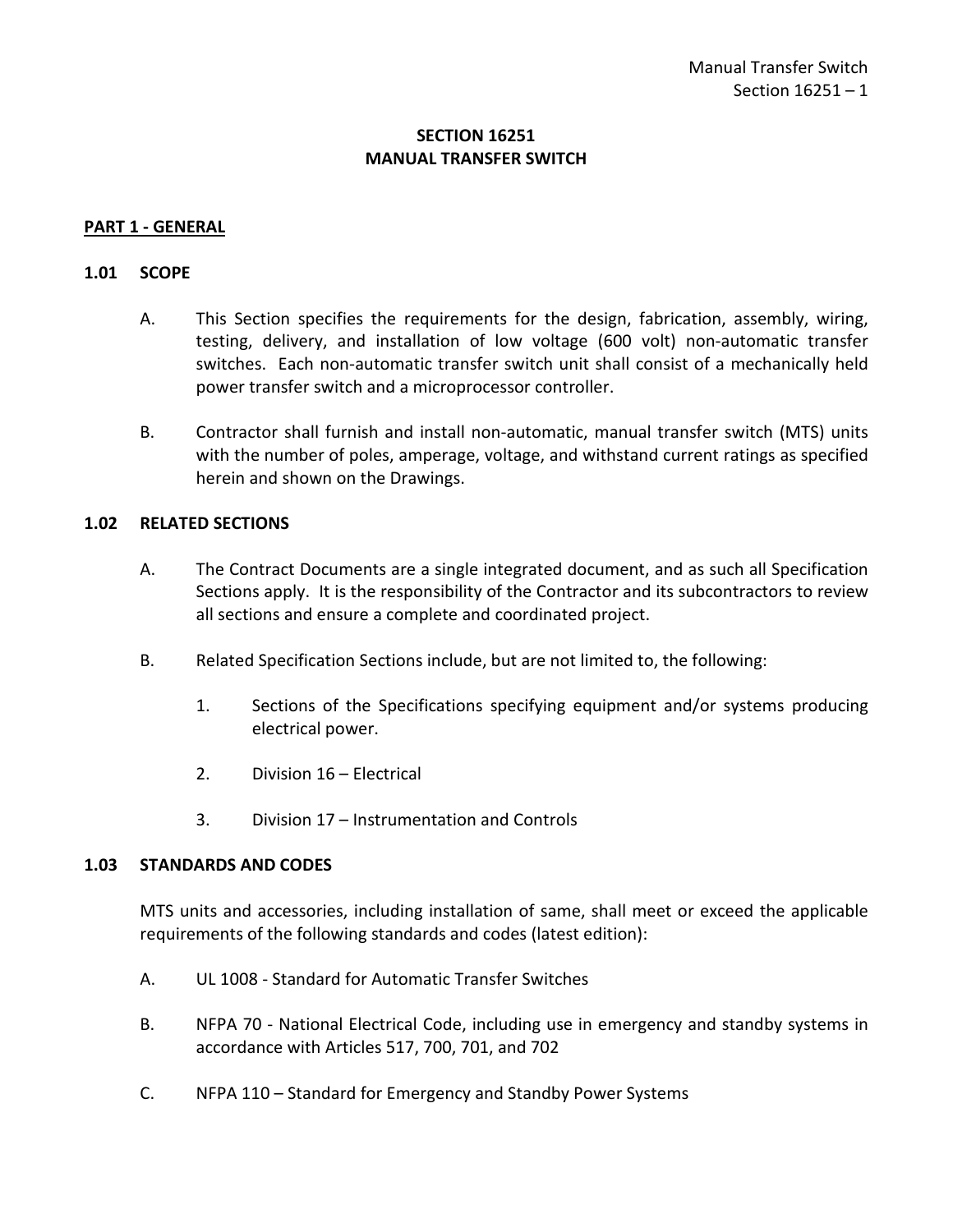# SECTION 16251
# MANUAL TRANSFER SWITCH

## PART 1 - GENERAL

### 1.01 SCOPE

A. This Section specifies the requirements for the design, fabrication, assembly, wiring, testing, delivery, and installation of low voltage (600 volt) non-automatic transfer switches. Each non-automatic transfer switch unit shall consist of a mechanically held power transfer switch and a microprocessor controller.

B. Contractor shall furnish and install non-automatic, manual transfer switch (MTS) units with the number of poles, amperage, voltage, and withstand current ratings as specified herein and shown on the Drawings.

### 1.02 RELATED SECTIONS

A. The Contract Documents are a single integrated document, and as such all Specification Sections apply. It is the responsibility of the Contractor and its subcontractors to review all sections and ensure a complete and coordinated project.

B. Related Specification Sections include, but are not limited to, the following:

1. Sections of the Specifications specifying equipment and/or systems producing electrical power.

2. Division 16 – Electrical

3. Division 17 – Instrumentation and Controls

### 1.03 STANDARDS AND CODES

MTS units and accessories, including installation of same, shall meet or exceed the applicable requirements of the following standards and codes (latest edition):

A. UL 1008 - Standard for Automatic Transfer Switches

B. NFPA 70 - National Electrical Code, including use in emergency and standby systems in accordance with Articles 517, 700, 701, and 702

C. NFPA 110 – Standard for Emergency and Standby Power Systems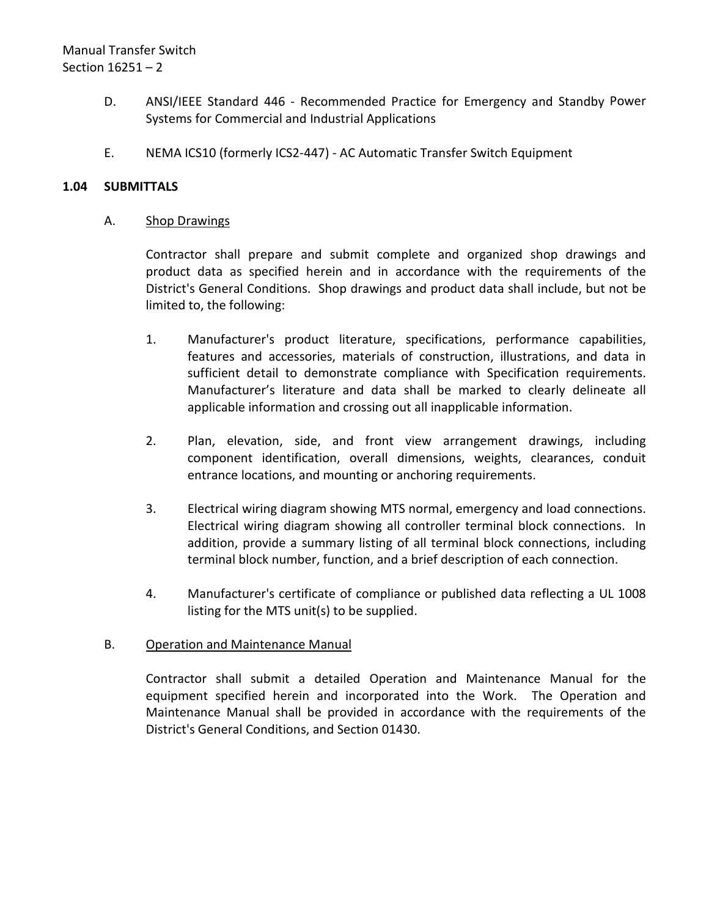D. ANSI/IEEE Standard 446 - Recommended Practice for Emergency and Standby Power Systems for Commercial and Industrial Applications

E. NEMA ICS10 (formerly ICS2-447) - AC Automatic Transfer Switch Equipment

### 1.04 SUBMITTALS

A. Shop Drawings

Contractor shall prepare and submit complete and organized shop drawings and product data as specified herein and in accordance with the requirements of the District's General Conditions. Shop drawings and product data shall include, but not be limited to, the following:

1. Manufacturer's product literature, specifications, performance capabilities, features and accessories, materials of construction, illustrations, and data in sufficient detail to demonstrate compliance with Specification requirements. Manufacturer's literature and data shall be marked to clearly delineate all applicable information and crossing out all inapplicable information.

2. Plan, elevation, side, and front view arrangement drawings, including component identification, overall dimensions, weights, clearances, conduit entrance locations, and mounting or anchoring requirements.

3. Electrical wiring diagram showing MTS normal, emergency and load connections. Electrical wiring diagram showing all controller terminal block connections. In addition, provide a summary listing of all terminal block connections, including terminal block number, function, and a brief description of each connection.

4. Manufacturer's certificate of compliance or published data reflecting a UL 1008 listing for the MTS unit(s) to be supplied.

B. Operation and Maintenance Manual

Contractor shall submit a detailed Operation and Maintenance Manual for the equipment specified herein and incorporated into the Work. The Operation and Maintenance Manual shall be provided in accordance with the requirements of the District's General Conditions, and Section 01430.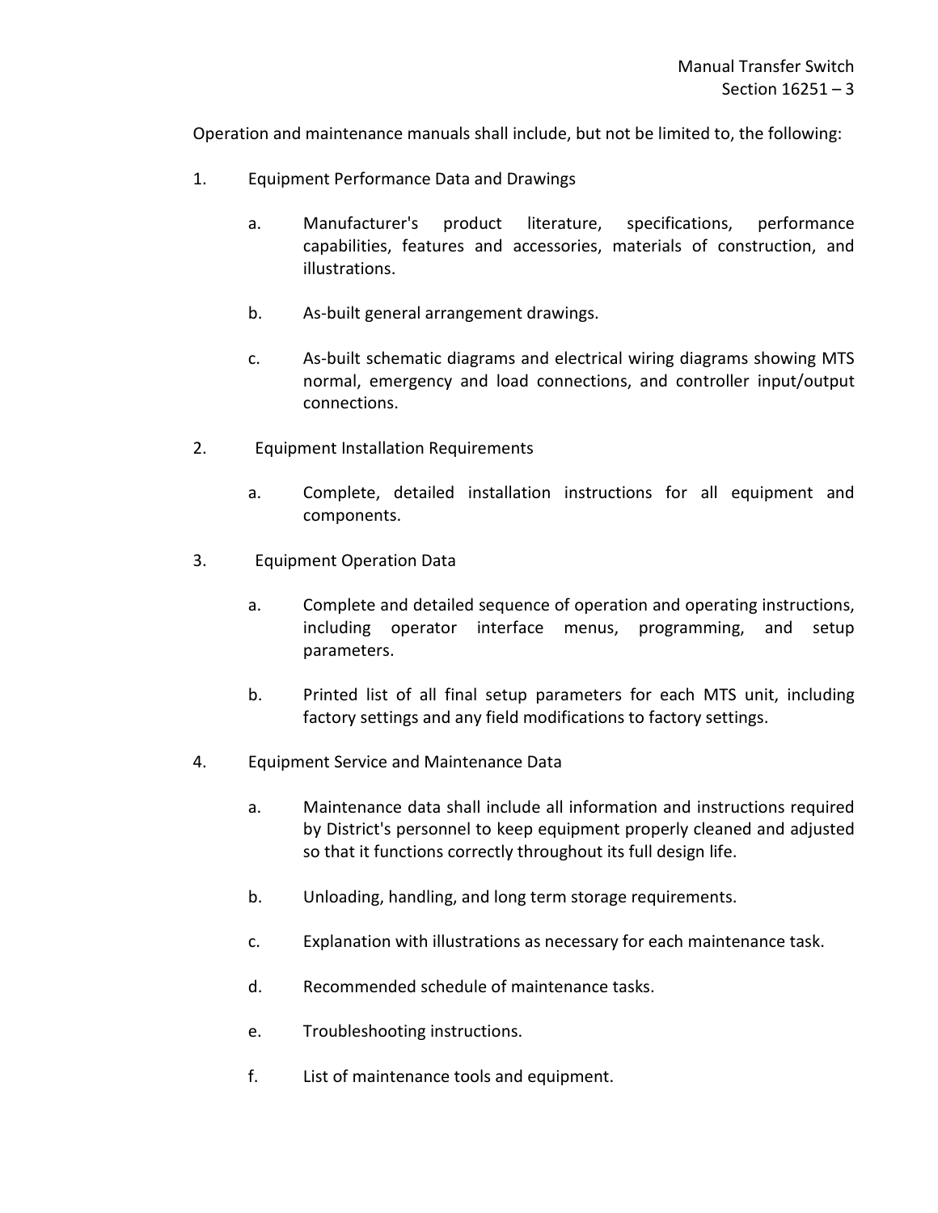Operation and maintenance manuals shall include, but not be limited to, the following:

1. Equipment Performance Data and Drawings

   a. Manufacturer's product literature, specifications, performance capabilities, features and accessories, materials of construction, and illustrations.

   b. As-built general arrangement drawings.

   c. As-built schematic diagrams and electrical wiring diagrams showing MTS normal, emergency and load connections, and controller input/output connections.

2. Equipment Installation Requirements

   a. Complete, detailed installation instructions for all equipment and components.

3. Equipment Operation Data

   a. Complete and detailed sequence of operation and operating instructions, including operator interface menus, programming, and setup parameters.

   b. Printed list of all final setup parameters for each MTS unit, including factory settings and any field modifications to factory settings.

4. Equipment Service and Maintenance Data

   a. Maintenance data shall include all information and instructions required by District's personnel to keep equipment properly cleaned and adjusted so that it functions correctly throughout its full design life.

   b. Unloading, handling, and long term storage requirements.

   c. Explanation with illustrations as necessary for each maintenance task.

   d. Recommended schedule of maintenance tasks.

   e. Troubleshooting instructions.

   f. List of maintenance tools and equipment.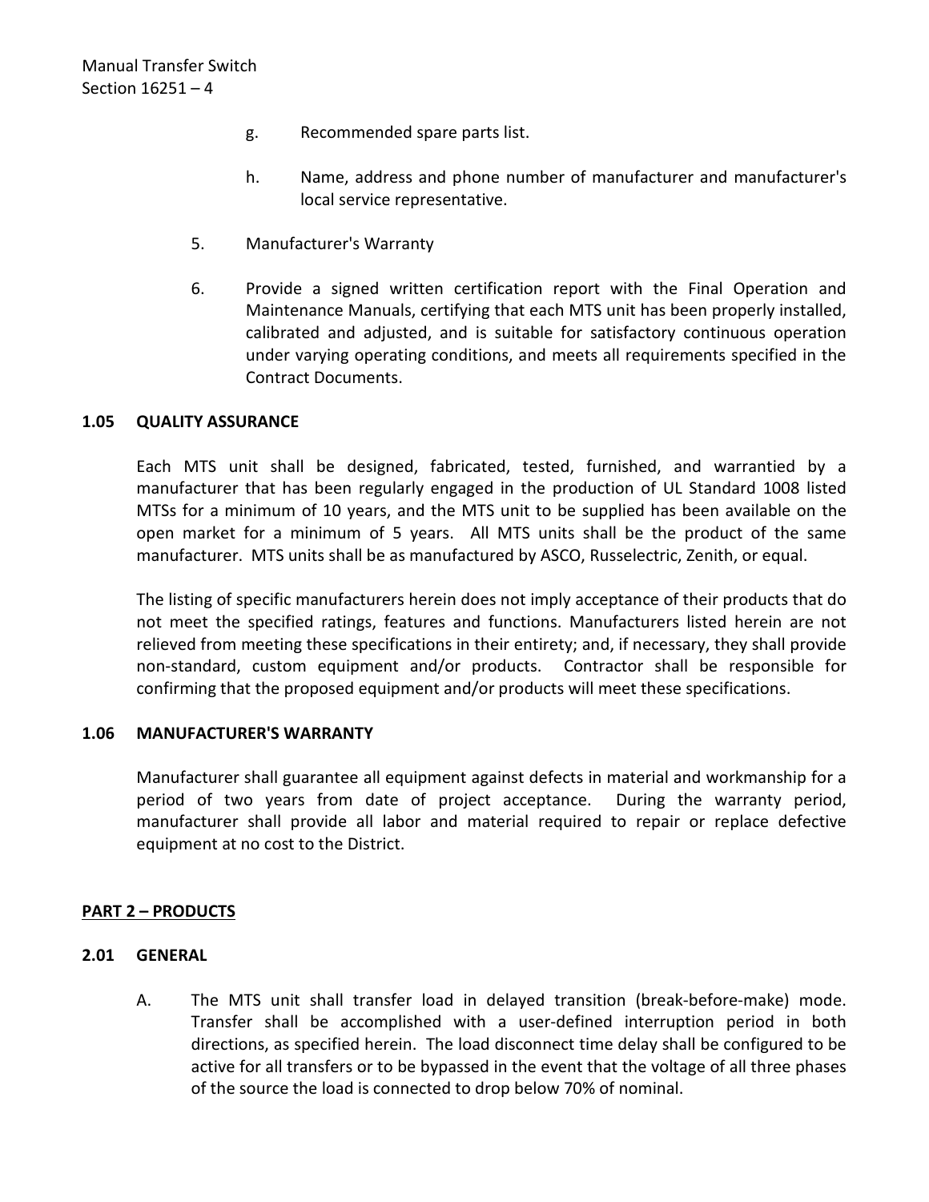g. Recommended spare parts list.

h. Name, address and phone number of manufacturer and manufacturer's local service representative.

5. Manufacturer's Warranty

6. Provide a signed written certification report with the Final Operation and Maintenance Manuals, certifying that each MTS unit has been properly installed, calibrated and adjusted, and is suitable for satisfactory continuous operation under varying operating conditions, and meets all requirements specified in the Contract Documents.

### 1.05 QUALITY ASSURANCE

Each MTS unit shall be designed, fabricated, tested, furnished, and warrantied by a manufacturer that has been regularly engaged in the production of UL Standard 1008 listed MTSs for a minimum of 10 years, and the MTS unit to be supplied has been available on the open market for a minimum of 5 years. All MTS units shall be the product of the same manufacturer. MTS units shall be as manufactured by ASCO, Russelectric, Zenith, or equal.

The listing of specific manufacturers herein does not imply acceptance of their products that do not meet the specified ratings, features and functions. Manufacturers listed herein are not relieved from meeting these specifications in their entirety; and, if necessary, they shall provide non-standard, custom equipment and/or products. Contractor shall be responsible for confirming that the proposed equipment and/or products will meet these specifications.

### 1.06 MANUFACTURER'S WARRANTY

Manufacturer shall guarantee all equipment against defects in material and workmanship for a period of two years from date of project acceptance. During the warranty period, manufacturer shall provide all labor and material required to repair or replace defective equipment at no cost to the District.

## PART 2 – PRODUCTS

### 2.01 GENERAL

A. The MTS unit shall transfer load in delayed transition (break-before-make) mode. Transfer shall be accomplished with a user-defined interruption period in both directions, as specified herein. The load disconnect time delay shall be configured to be active for all transfers or to be bypassed in the event that the voltage of all three phases of the source the load is connected to drop below 70% of nominal.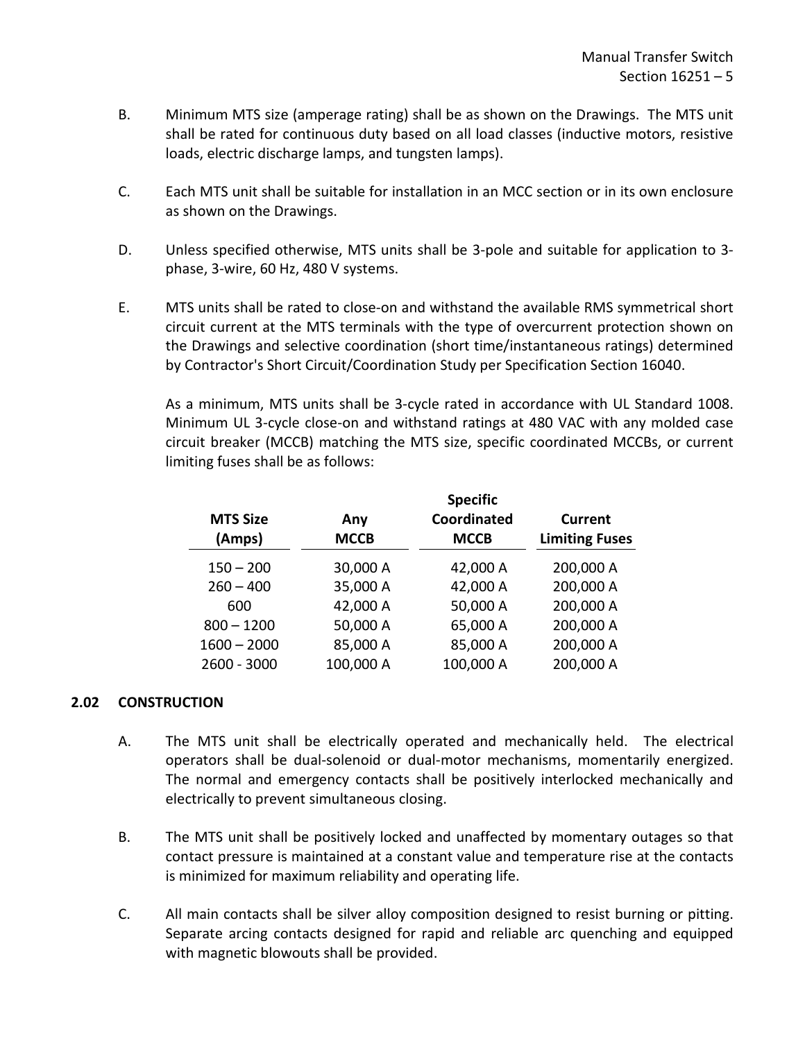B. Minimum MTS size (amperage rating) shall be as shown on the Drawings. The MTS unit shall be rated for continuous duty based on all load classes (inductive motors, resistive loads, electric discharge lamps, and tungsten lamps).

C. Each MTS unit shall be suitable for installation in an MCC section or in its own enclosure as shown on the Drawings.

D. Unless specified otherwise, MTS units shall be 3-pole and suitable for application to 3-phase, 3-wire, 60 Hz, 480 V systems.

E. MTS units shall be rated to close-on and withstand the available RMS symmetrical short circuit current at the MTS terminals with the type of overcurrent protection shown on the Drawings and selective coordination (short time/instantaneous ratings) determined by Contractor's Short Circuit/Coordination Study per Specification Section 16040.

As a minimum, MTS units shall be 3-cycle rated in accordance with UL Standard 1008. Minimum UL 3-cycle close-on and withstand ratings at 480 VAC with any molded case circuit breaker (MCCB) matching the MTS size, specific coordinated MCCBs, or current limiting fuses shall be as follows:

| MTS Size (Amps) | Any MCCB | Specific Coordinated MCCB | Current Limiting Fuses |
|---|---|---|---|
| 150 – 200 | 30,000 A | 42,000 A | 200,000 A |
| 260 – 400 | 35,000 A | 42,000 A | 200,000 A |
| 600 | 42,000 A | 50,000 A | 200,000 A |
| 800 – 1200 | 50,000 A | 65,000 A | 200,000 A |
| 1600 – 2000 | 85,000 A | 85,000 A | 200,000 A |
| 2600 - 3000 | 100,000 A | 100,000 A | 200,000 A |

## 2.02 CONSTRUCTION

A. The MTS unit shall be electrically operated and mechanically held. The electrical operators shall be dual-solenoid or dual-motor mechanisms, momentarily energized. The normal and emergency contacts shall be positively interlocked mechanically and electrically to prevent simultaneous closing.

B. The MTS unit shall be positively locked and unaffected by momentary outages so that contact pressure is maintained at a constant value and temperature rise at the contacts is minimized for maximum reliability and operating life.

C. All main contacts shall be silver alloy composition designed to resist burning or pitting. Separate arcing contacts designed for rapid and reliable arc quenching and equipped with magnetic blowouts shall be provided.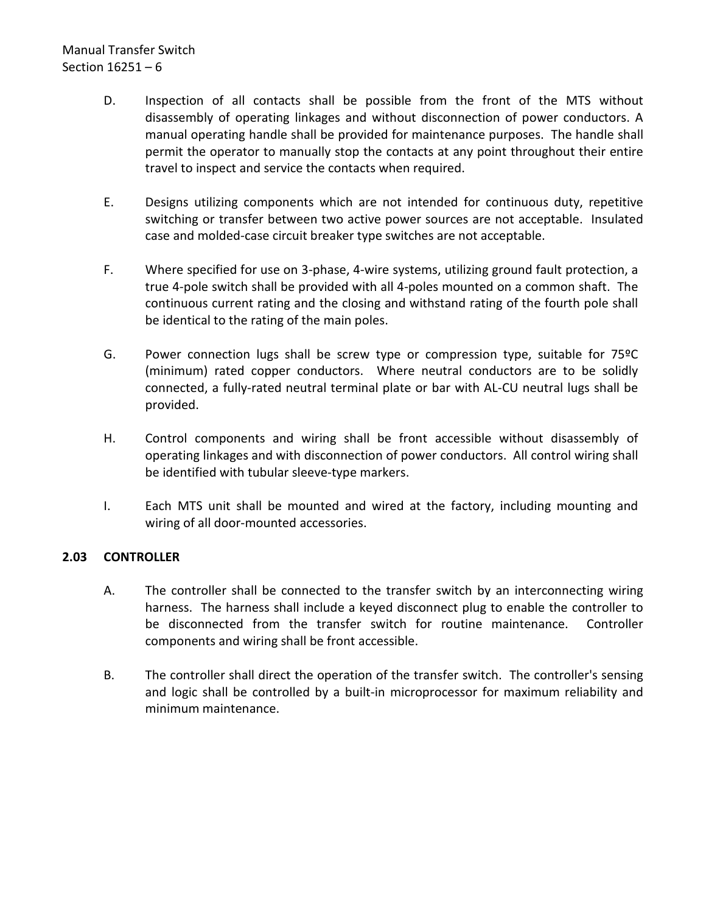D. Inspection of all contacts shall be possible from the front of the MTS without disassembly of operating linkages and without disconnection of power conductors. A manual operating handle shall be provided for maintenance purposes. The handle shall permit the operator to manually stop the contacts at any point throughout their entire travel to inspect and service the contacts when required.

E. Designs utilizing components which are not intended for continuous duty, repetitive switching or transfer between two active power sources are not acceptable. Insulated case and molded-case circuit breaker type switches are not acceptable.

F. Where specified for use on 3-phase, 4-wire systems, utilizing ground fault protection, a true 4-pole switch shall be provided with all 4-poles mounted on a common shaft. The continuous current rating and the closing and withstand rating of the fourth pole shall be identical to the rating of the main poles.

G. Power connection lugs shall be screw type or compression type, suitable for 75ºC (minimum) rated copper conductors. Where neutral conductors are to be solidly connected, a fully-rated neutral terminal plate or bar with AL-CU neutral lugs shall be provided.

H. Control components and wiring shall be front accessible without disassembly of operating linkages and with disconnection of power conductors. All control wiring shall be identified with tubular sleeve-type markers.

I. Each MTS unit shall be mounted and wired at the factory, including mounting and wiring of all door-mounted accessories.

## 2.03 CONTROLLER

A. The controller shall be connected to the transfer switch by an interconnecting wiring harness. The harness shall include a keyed disconnect plug to enable the controller to be disconnected from the transfer switch for routine maintenance. Controller components and wiring shall be front accessible.

B. The controller shall direct the operation of the transfer switch. The controller's sensing and logic shall be controlled by a built-in microprocessor for maximum reliability and minimum maintenance.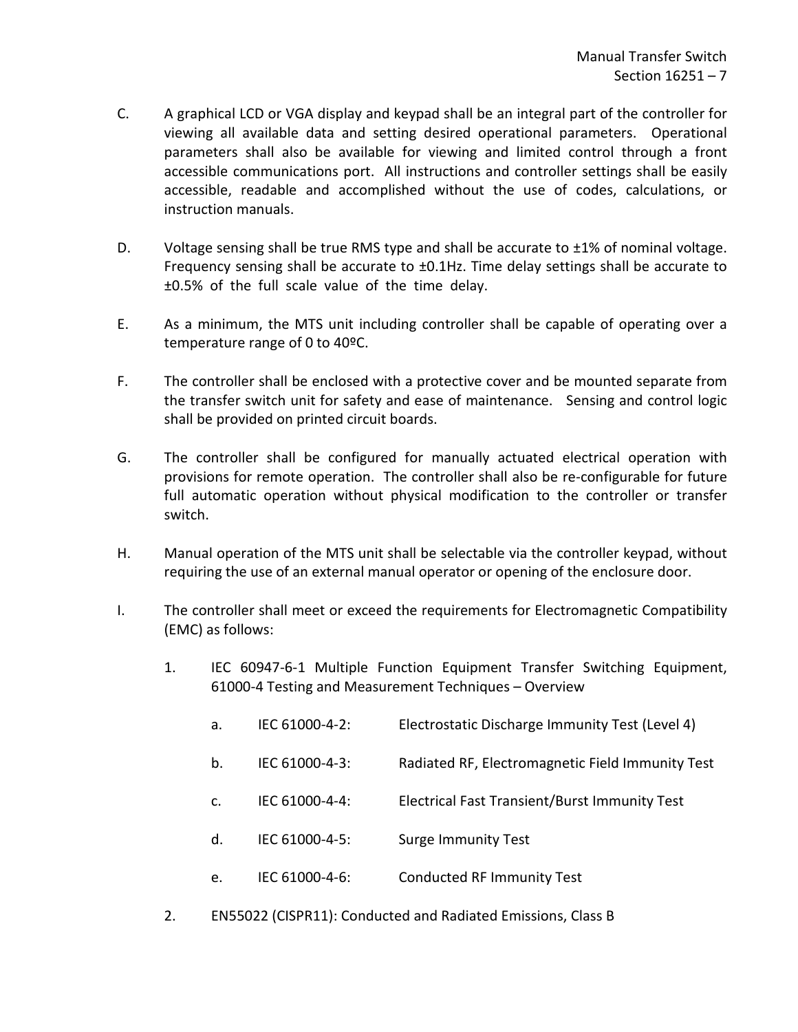C. A graphical LCD or VGA display and keypad shall be an integral part of the controller for viewing all available data and setting desired operational parameters. Operational parameters shall also be available for viewing and limited control through a front accessible communications port. All instructions and controller settings shall be easily accessible, readable and accomplished without the use of codes, calculations, or instruction manuals.

D. Voltage sensing shall be true RMS type and shall be accurate to ±1% of nominal voltage. Frequency sensing shall be accurate to ±0.1Hz. Time delay settings shall be accurate to ±0.5% of the full scale value of the time delay.

E. As a minimum, the MTS unit including controller shall be capable of operating over a temperature range of 0 to 40ºC.

F. The controller shall be enclosed with a protective cover and be mounted separate from the transfer switch unit for safety and ease of maintenance. Sensing and control logic shall be provided on printed circuit boards.

G. The controller shall be configured for manually actuated electrical operation with provisions for remote operation. The controller shall also be re-configurable for future full automatic operation without physical modification to the controller or transfer switch.

H. Manual operation of the MTS unit shall be selectable via the controller keypad, without requiring the use of an external manual operator or opening of the enclosure door.

I. The controller shall meet or exceed the requirements for Electromagnetic Compatibility (EMC) as follows:

1. IEC 60947-6-1 Multiple Function Equipment Transfer Switching Equipment, 61000-4 Testing and Measurement Techniques – Overview

   a. IEC 61000-4-2: Electrostatic Discharge Immunity Test (Level 4)

   b. IEC 61000-4-3: Radiated RF, Electromagnetic Field Immunity Test

   c. IEC 61000-4-4: Electrical Fast Transient/Burst Immunity Test

   d. IEC 61000-4-5: Surge Immunity Test

   e. IEC 61000-4-6: Conducted RF Immunity Test

2. EN55022 (CISPR11): Conducted and Radiated Emissions, Class B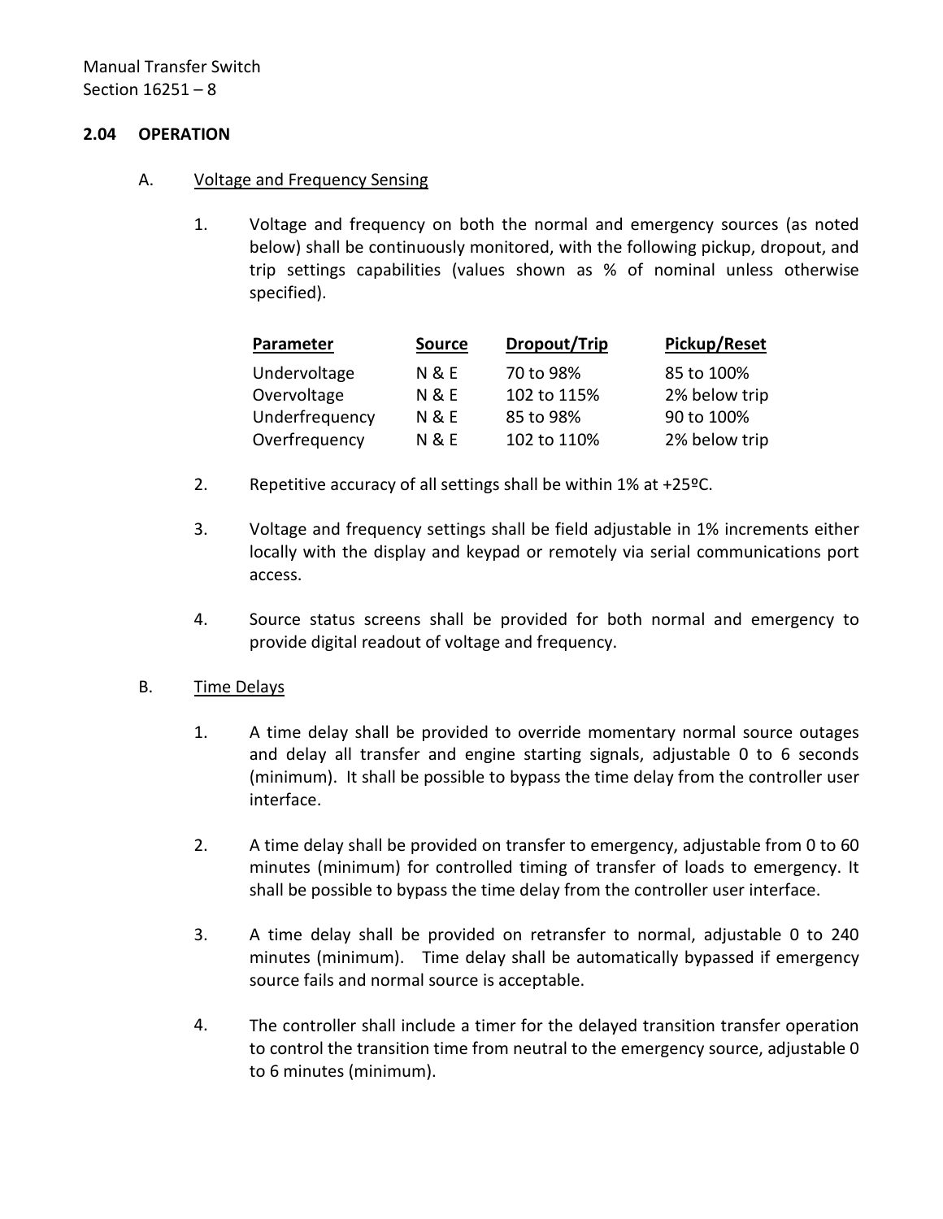## 2.04 OPERATION

A. Voltage and Frequency Sensing

1. Voltage and frequency on both the normal and emergency sources (as noted below) shall be continuously monitored, with the following pickup, dropout, and trip settings capabilities (values shown as % of nominal unless otherwise specified).

| Parameter | Source | Dropout/Trip | Pickup/Reset |
|---|---|---|---|
| Undervoltage | N & E | 70 to 98% | 85 to 100% |
| Overvoltage | N & E | 102 to 115% | 2% below trip |
| Underfrequency | N & E | 85 to 98% | 90 to 100% |
| Overfrequency | N & E | 102 to 110% | 2% below trip |

2. Repetitive accuracy of all settings shall be within 1% at +25ºC.

3. Voltage and frequency settings shall be field adjustable in 1% increments either locally with the display and keypad or remotely via serial communications port access.

4. Source status screens shall be provided for both normal and emergency to provide digital readout of voltage and frequency.

B. Time Delays

1. A time delay shall be provided to override momentary normal source outages and delay all transfer and engine starting signals, adjustable 0 to 6 seconds (minimum). It shall be possible to bypass the time delay from the controller user interface.

2. A time delay shall be provided on transfer to emergency, adjustable from 0 to 60 minutes (minimum) for controlled timing of transfer of loads to emergency. It shall be possible to bypass the time delay from the controller user interface.

3. A time delay shall be provided on retransfer to normal, adjustable 0 to 240 minutes (minimum). Time delay shall be automatically bypassed if emergency source fails and normal source is acceptable.

4. The controller shall include a timer for the delayed transition transfer operation to control the transition time from neutral to the emergency source, adjustable 0 to 6 minutes (minimum).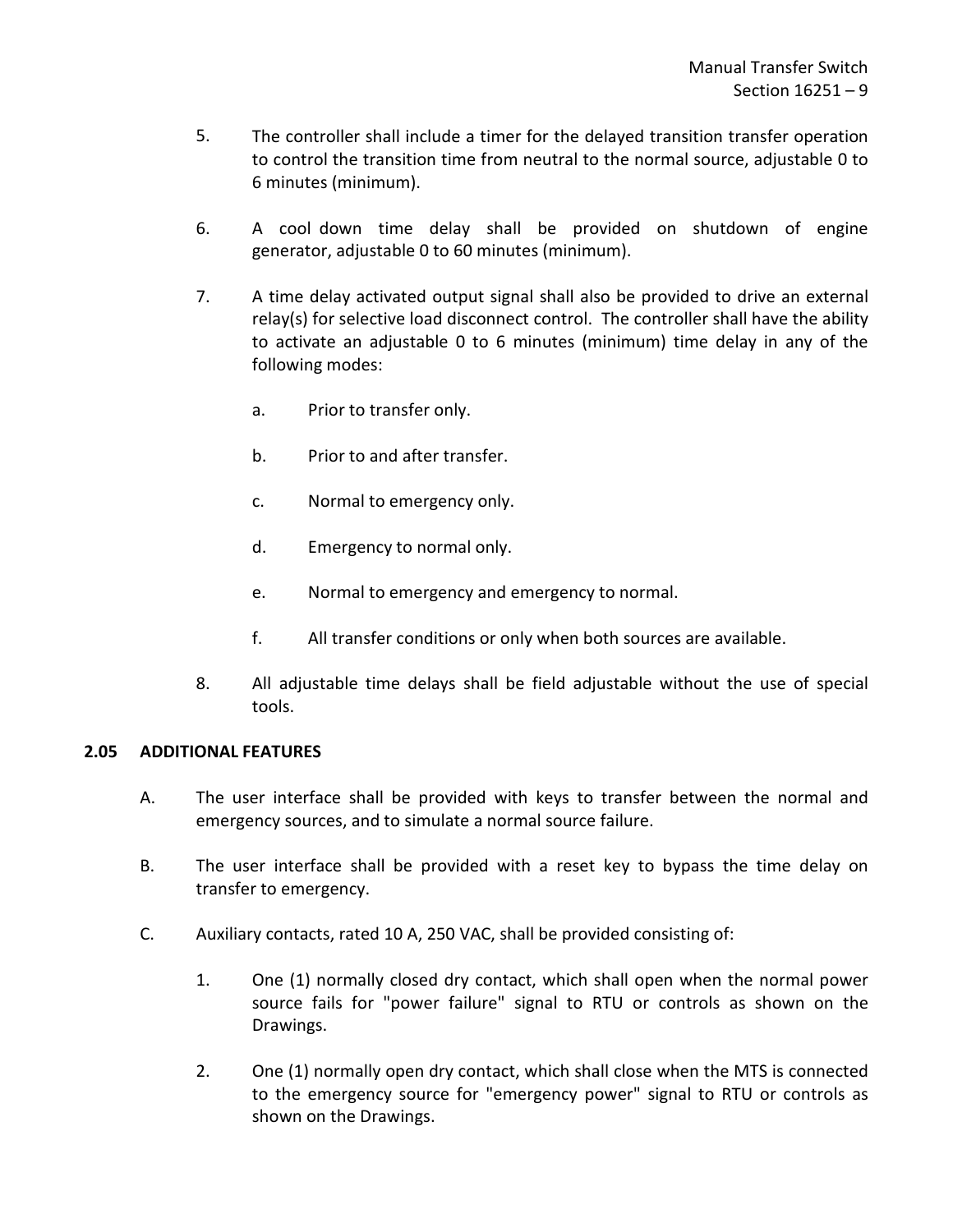5. The controller shall include a timer for the delayed transition transfer operation to control the transition time from neutral to the normal source, adjustable 0 to 6 minutes (minimum).

6. A cool down time delay shall be provided on shutdown of engine generator, adjustable 0 to 60 minutes (minimum).

7. A time delay activated output signal shall also be provided to drive an external relay(s) for selective load disconnect control. The controller shall have the ability to activate an adjustable 0 to 6 minutes (minimum) time delay in any of the following modes:

   a. Prior to transfer only.

   b. Prior to and after transfer.

   c. Normal to emergency only.

   d. Emergency to normal only.

   e. Normal to emergency and emergency to normal.

   f. All transfer conditions or only when both sources are available.

8. All adjustable time delays shall be field adjustable without the use of special tools.

### 2.05 ADDITIONAL FEATURES

A. The user interface shall be provided with keys to transfer between the normal and emergency sources, and to simulate a normal source failure.

B. The user interface shall be provided with a reset key to bypass the time delay on transfer to emergency.

C. Auxiliary contacts, rated 10 A, 250 VAC, shall be provided consisting of:

   1. One (1) normally closed dry contact, which shall open when the normal power source fails for "power failure" signal to RTU or controls as shown on the Drawings.

   2. One (1) normally open dry contact, which shall close when the MTS is connected to the emergency source for "emergency power" signal to RTU or controls as shown on the Drawings.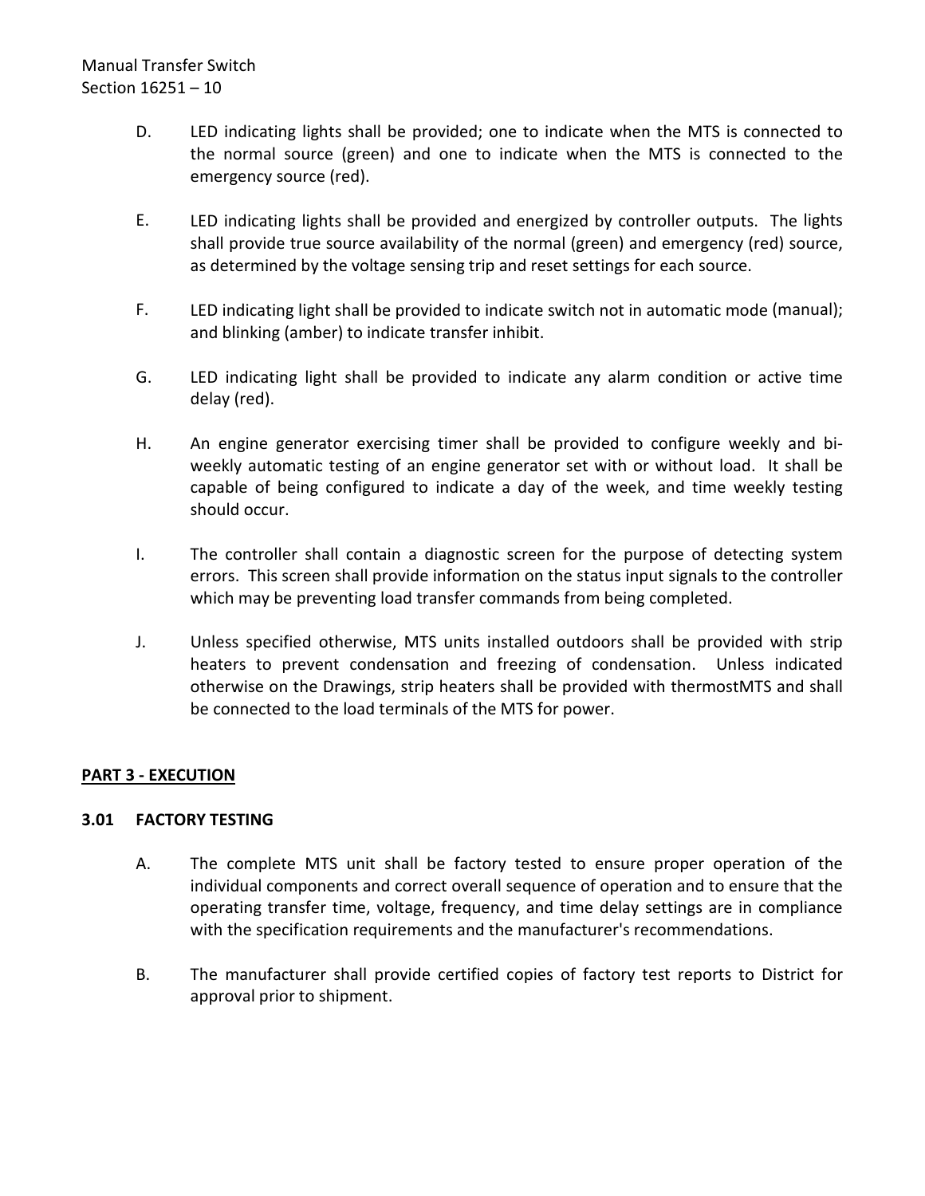D. LED indicating lights shall be provided; one to indicate when the MTS is connected to the normal source (green) and one to indicate when the MTS is connected to the emergency source (red).

E. LED indicating lights shall be provided and energized by controller outputs. The lights shall provide true source availability of the normal (green) and emergency (red) source, as determined by the voltage sensing trip and reset settings for each source.

F. LED indicating light shall be provided to indicate switch not in automatic mode (manual); and blinking (amber) to indicate transfer inhibit.

G. LED indicating light shall be provided to indicate any alarm condition or active time delay (red).

H. An engine generator exercising timer shall be provided to configure weekly and bi-weekly automatic testing of an engine generator set with or without load. It shall be capable of being configured to indicate a day of the week, and time weekly testing should occur.

I. The controller shall contain a diagnostic screen for the purpose of detecting system errors. This screen shall provide information on the status input signals to the controller which may be preventing load transfer commands from being completed.

J. Unless specified otherwise, MTS units installed outdoors shall be provided with strip heaters to prevent condensation and freezing of condensation. Unless indicated otherwise on the Drawings, strip heaters shall be provided with thermostMTS and shall be connected to the load terminals of the MTS for power.

## PART 3 - EXECUTION

### 3.01 FACTORY TESTING

A. The complete MTS unit shall be factory tested to ensure proper operation of the individual components and correct overall sequence of operation and to ensure that the operating transfer time, voltage, frequency, and time delay settings are in compliance with the specification requirements and the manufacturer's recommendations.

B. The manufacturer shall provide certified copies of factory test reports to District for approval prior to shipment.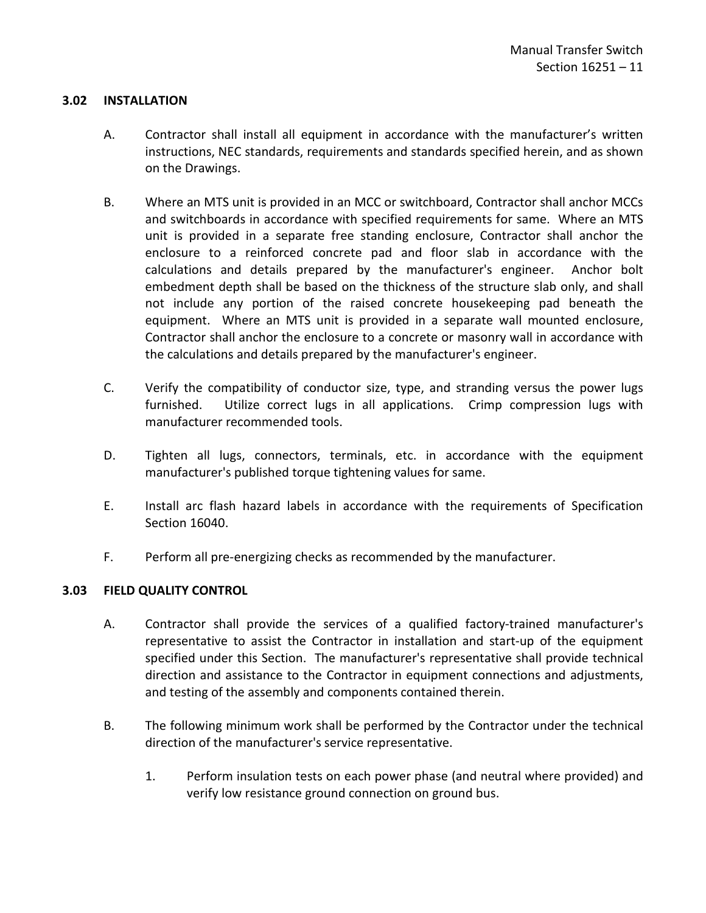### 3.02 INSTALLATION

A. Contractor shall install all equipment in accordance with the manufacturer's written instructions, NEC standards, requirements and standards specified herein, and as shown on the Drawings.

B. Where an MTS unit is provided in an MCC or switchboard, Contractor shall anchor MCCs and switchboards in accordance with specified requirements for same. Where an MTS unit is provided in a separate free standing enclosure, Contractor shall anchor the enclosure to a reinforced concrete pad and floor slab in accordance with the calculations and details prepared by the manufacturer's engineer. Anchor bolt embedment depth shall be based on the thickness of the structure slab only, and shall not include any portion of the raised concrete housekeeping pad beneath the equipment. Where an MTS unit is provided in a separate wall mounted enclosure, Contractor shall anchor the enclosure to a concrete or masonry wall in accordance with the calculations and details prepared by the manufacturer's engineer.

C. Verify the compatibility of conductor size, type, and stranding versus the power lugs furnished. Utilize correct lugs in all applications. Crimp compression lugs with manufacturer recommended tools.

D. Tighten all lugs, connectors, terminals, etc. in accordance with the equipment manufacturer's published torque tightening values for same.

E. Install arc flash hazard labels in accordance with the requirements of Specification Section 16040.

F. Perform all pre-energizing checks as recommended by the manufacturer.

### 3.03 FIELD QUALITY CONTROL

A. Contractor shall provide the services of a qualified factory-trained manufacturer's representative to assist the Contractor in installation and start-up of the equipment specified under this Section. The manufacturer's representative shall provide technical direction and assistance to the Contractor in equipment connections and adjustments, and testing of the assembly and components contained therein.

B. The following minimum work shall be performed by the Contractor under the technical direction of the manufacturer's service representative.

1. Perform insulation tests on each power phase (and neutral where provided) and verify low resistance ground connection on ground bus.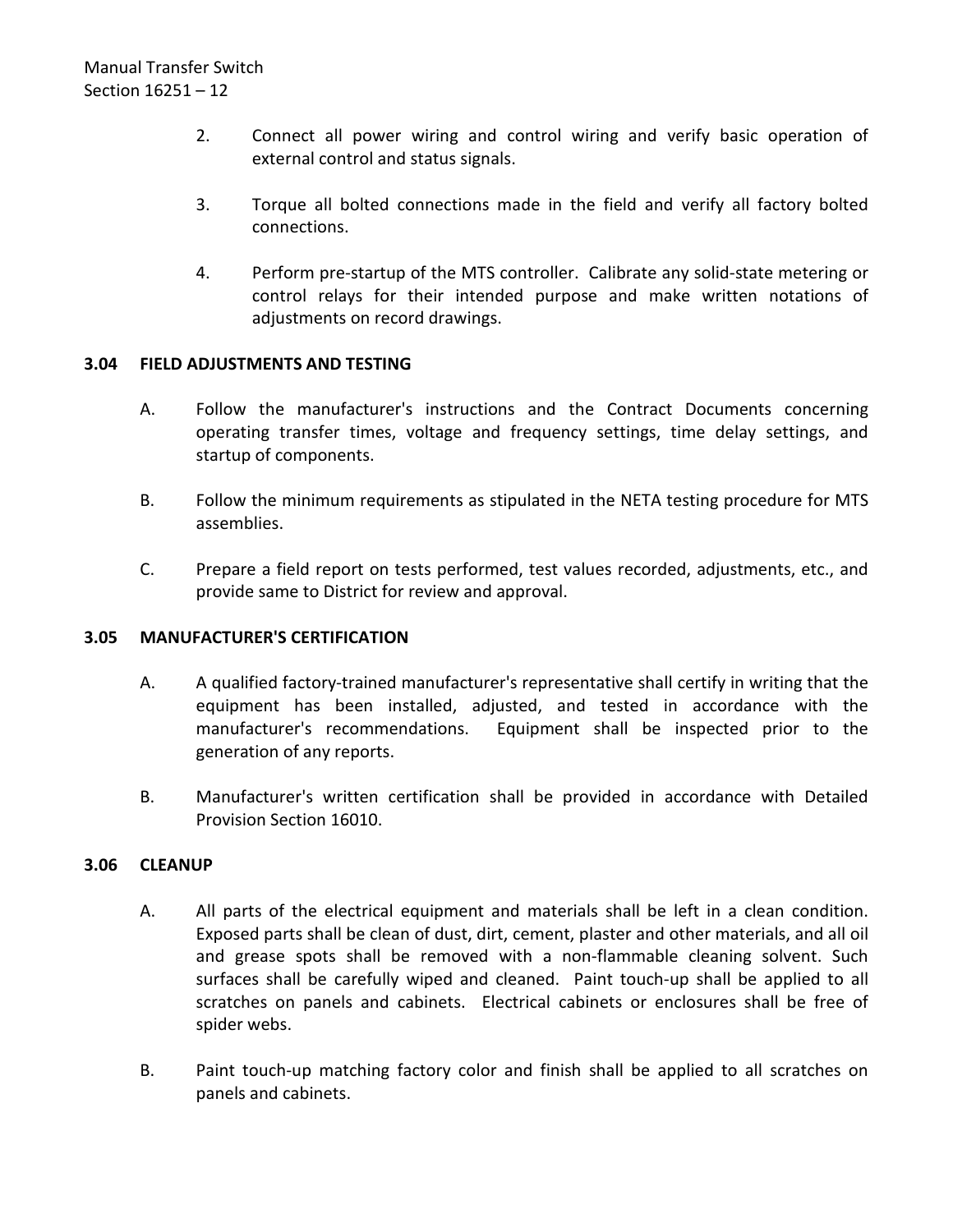2. Connect all power wiring and control wiring and verify basic operation of external control and status signals.

3. Torque all bolted connections made in the field and verify all factory bolted connections.

4. Perform pre-startup of the MTS controller. Calibrate any solid-state metering or control relays for their intended purpose and make written notations of adjustments on record drawings.

### 3.04 FIELD ADJUSTMENTS AND TESTING

A. Follow the manufacturer's instructions and the Contract Documents concerning operating transfer times, voltage and frequency settings, time delay settings, and startup of components.

B. Follow the minimum requirements as stipulated in the NETA testing procedure for MTS assemblies.

C. Prepare a field report on tests performed, test values recorded, adjustments, etc., and provide same to District for review and approval.

### 3.05 MANUFACTURER'S CERTIFICATION

A. A qualified factory-trained manufacturer's representative shall certify in writing that the equipment has been installed, adjusted, and tested in accordance with the manufacturer's recommendations. Equipment shall be inspected prior to the generation of any reports.

B. Manufacturer's written certification shall be provided in accordance with Detailed Provision Section 16010.

### 3.06 CLEANUP

A. All parts of the electrical equipment and materials shall be left in a clean condition. Exposed parts shall be clean of dust, dirt, cement, plaster and other materials, and all oil and grease spots shall be removed with a non-flammable cleaning solvent. Such surfaces shall be carefully wiped and cleaned. Paint touch-up shall be applied to all scratches on panels and cabinets. Electrical cabinets or enclosures shall be free of spider webs.

B. Paint touch-up matching factory color and finish shall be applied to all scratches on panels and cabinets.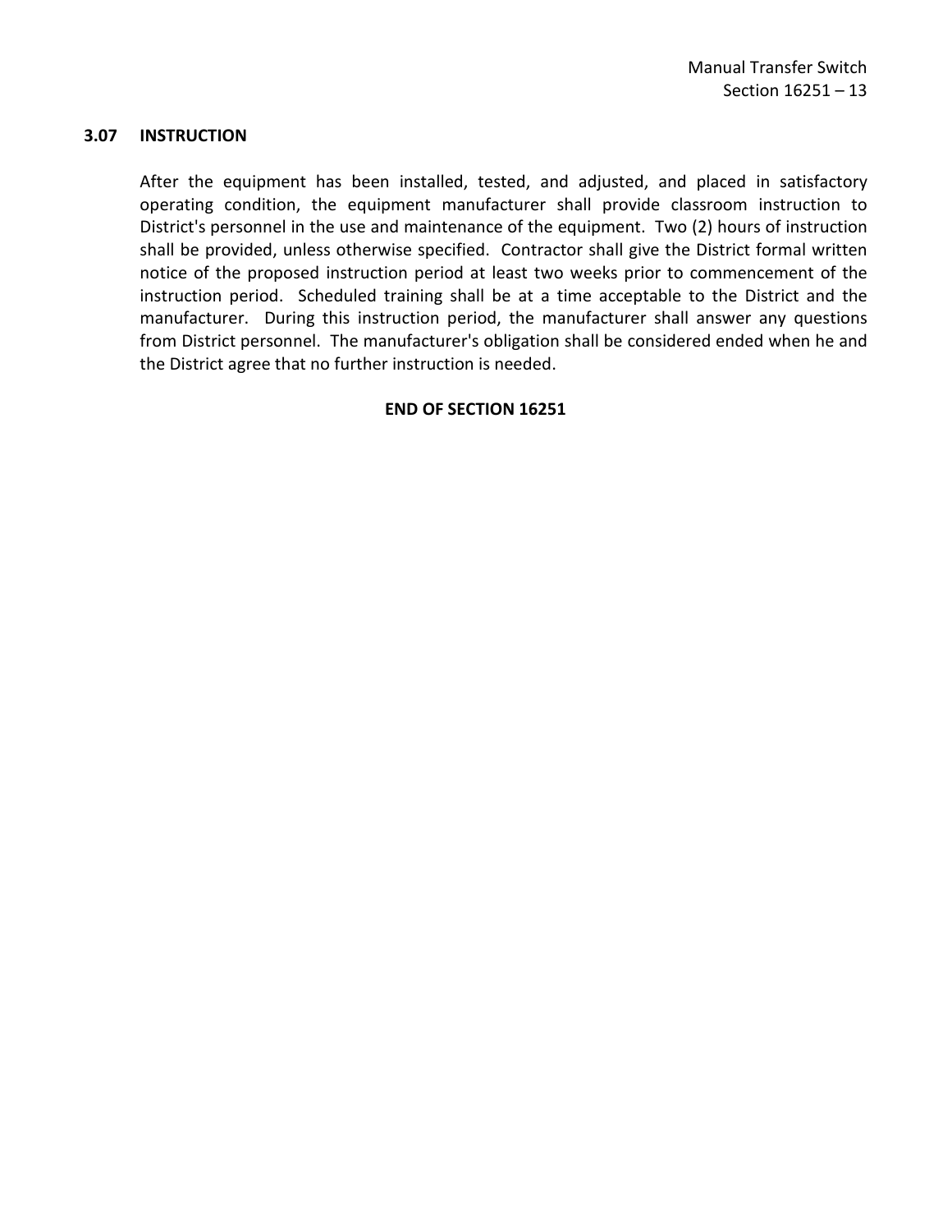### 3.07 INSTRUCTION

After the equipment has been installed, tested, and adjusted, and placed in satisfactory operating condition, the equipment manufacturer shall provide classroom instruction to District's personnel in the use and maintenance of the equipment. Two (2) hours of instruction shall be provided, unless otherwise specified. Contractor shall give the District formal written notice of the proposed instruction period at least two weeks prior to commencement of the instruction period. Scheduled training shall be at a time acceptable to the District and the manufacturer. During this instruction period, the manufacturer shall answer any questions from District personnel. The manufacturer's obligation shall be considered ended when he and the District agree that no further instruction is needed.

**END OF SECTION 16251**